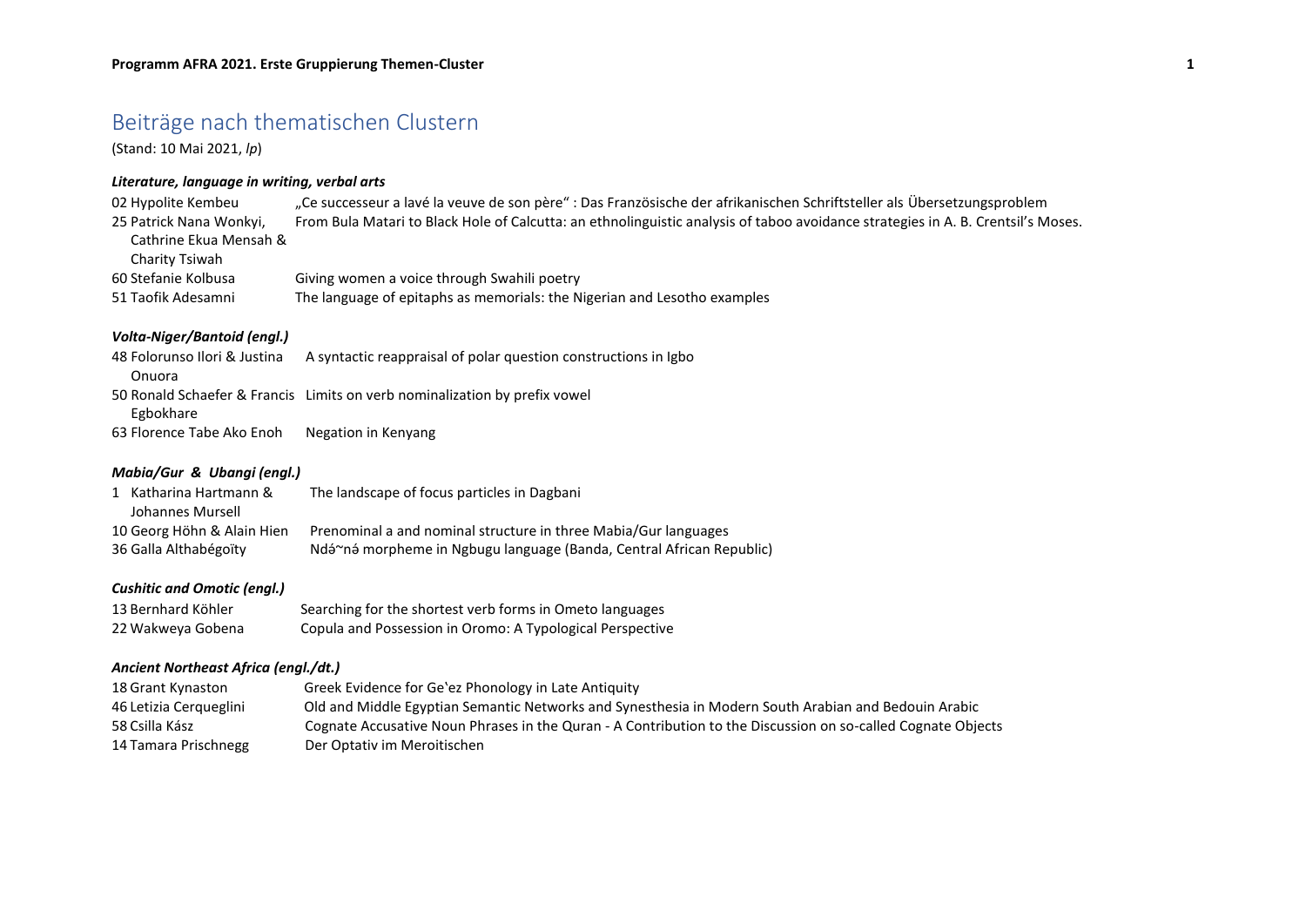# Beiträge nach thematischen Clustern

(Stand: 10 Mai 2021, *lp*)

### *Literature, language in writing, verbal arts*

| | |
|---|---|
| 02 Hypolite Kembeu | „Ce successeur a lavé la veuve de son père" : Das Französische der afrikanischen Schriftsteller als Übersetzungsproblem |
| 25 Patrick Nana Wonkyi, Cathrine Ekua Mensah & Charity Tsiwah | From Bula Matari to Black Hole of Calcutta: an ethnolinguistic analysis of taboo avoidance strategies in A. B. Crentsil's Moses. |
| 60 Stefanie Kolbusa | Giving women a voice through Swahili poetry |
| 51 Taofik Adesamni | The language of epitaphs as memorials: the Nigerian and Lesotho examples |

### *Volta-Niger/Bantoid (engl.)*

| | |
|---|---|
| 48 Folorunso Ilori & Justina Onuora | A syntactic reappraisal of polar question constructions in Igbo |
| 50 Ronald Schaefer & Francis Egbokhare | Limits on verb nominalization by prefix vowel |
| 63 Florence Tabe Ako Enoh | Negation in Kenyang |

### *Mabia/Gur & Ubangi (engl.)*

| | |
|---|---|
| 1 Katharina Hartmann & Johannes Mursell | The landscape of focus particles in Dagbani |
| 10 Georg Höhn & Alain Hien | Prenominal a and nominal structure in three Mabia/Gur languages |
| 36 Galla Althabégoïty | Ndá~ná morpheme in Ngbugu language (Banda, Central African Republic) |

### *Cushitic and Omotic (engl.)*

| | |
|---|---|
| 13 Bernhard Köhler | Searching for the shortest verb forms in Ometo languages |
| 22 Wakweya Gobena | Copula and Possession in Oromo: A Typological Perspective |

### *Ancient Northeast Africa (engl./dt.)*

| | |
|---|---|
| 18 Grant Kynaston | Greek Evidence for Ge'ez Phonology in Late Antiquity |
| 46 Letizia Cerqueglini | Old and Middle Egyptian Semantic Networks and Synesthesia in Modern South Arabian and Bedouin Arabic |
| 58 Csilla Kász | Cognate Accusative Noun Phrases in the Quran - A Contribution to the Discussion on so-called Cognate Objects |
| 14 Tamara Prischnegg | Der Optativ im Meroitischen |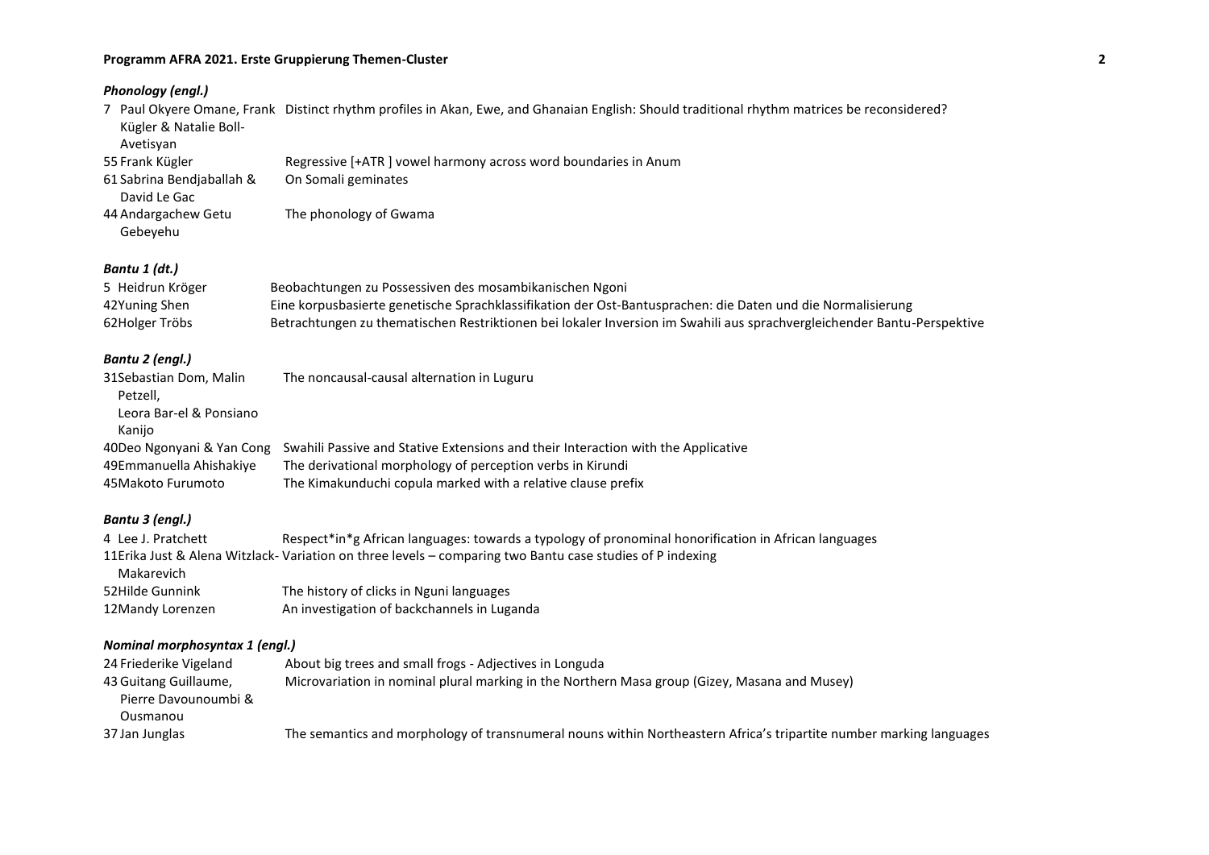### *Phonology (engl.)*

| No. | Authors | Title |
|---|---|---|
| 7 | Paul Okyere Omane, Frank Kügler & Natalie Boll-Avetisyan | Distinct rhythm profiles in Akan, Ewe, and Ghanaian English: Should traditional rhythm matrices be reconsidered? |
| 55 | Frank Kügler | Regressive [+ATR ] vowel harmony across word boundaries in Anum |
| 61 | Sabrina Bendjaballah & David Le Gac | On Somali geminates |
| 44 | Andargachew Getu Gebeyehu | The phonology of Gwama |

### *Bantu 1 (dt.)*

| No. | Authors | Title |
|---|---|---|
| 5 | Heidrun Kröger | Beobachtungen zu Possessiven des mosambikanischen Ngoni |
| 42 | Yuning Shen | Eine korpusbasierte genetische Sprachklassifikation der Ost-Bantusprachen: die Daten und die Normalisierung |
| 62 | Holger Tröbs | Betrachtungen zu thematischen Restriktionen bei lokaler Inversion im Swahili aus sprachvergleichender Bantu-Perspektive |

### *Bantu 2 (engl.)*

| No. | Authors | Title |
|---|---|---|
| 31 | Sebastian Dom, Malin Petzell, Leora Bar-el & Ponsiano Kanijo | The noncausal-causal alternation in Luguru |
| 40 | Deo Ngonyani & Yan Cong | Swahili Passive and Stative Extensions and their Interaction with the Applicative |
| 49 | Emmanuella Ahishakiye | The derivational morphology of perception verbs in Kirundi |
| 45 | Makoto Furumoto | The Kimakunduchi copula marked with a relative clause prefix |

### *Bantu 3 (engl.)*

| No. | Authors | Title |
|---|---|---|
| 4 | Lee J. Pratchett | Respect*in*g African languages: towards a typology of pronominal honorification in African languages |
| 11 | Erika Just & Alena Witzlack-Makarevich | Variation on three levels – comparing two Bantu case studies of P indexing |
| 52 | Hilde Gunnink | The history of clicks in Nguni languages |
| 12 | Mandy Lorenzen | An investigation of backchannels in Luganda |

### *Nominal morphosyntax 1 (engl.)*

| No. | Authors | Title |
|---|---|---|
| 24 | Friederike Vigeland | About big trees and small frogs - Adjectives in Longuda |
| 43 | Guitang Guillaume, Pierre Davounoumbi & Ousmanou | Microvariation in nominal plural marking in the Northern Masa group (Gizey, Masana and Musey) |
| 37 | Jan Junglas | The semantics and morphology of transnumeral nouns within Northeastern Africa's tripartite number marking languages |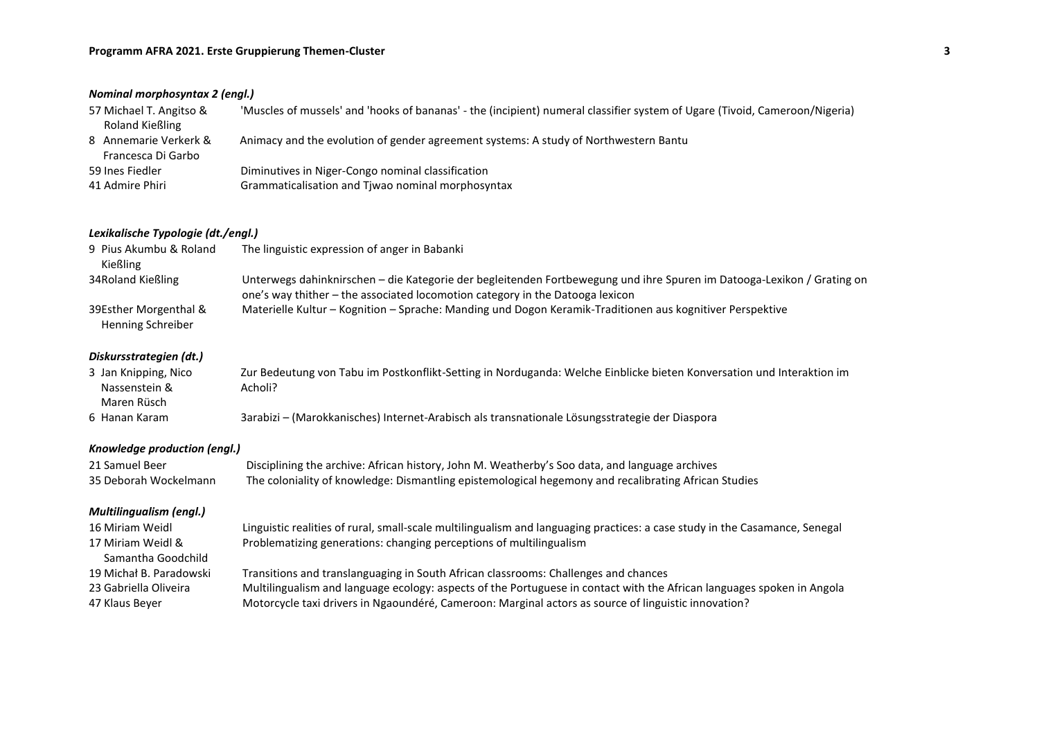### *Nominal morphosyntax 2 (engl.)*

| | |
|---|---|
| 57 Michael T. Angitso & Roland Kießling | 'Muscles of mussels' and 'hooks of bananas' - the (incipient) numeral classifier system of Ugare (Tivoid, Cameroon/Nigeria) |
| 8 Annemarie Verkerk & Francesca Di Garbo | Animacy and the evolution of gender agreement systems: A study of Northwestern Bantu |
| 59 Ines Fiedler | Diminutives in Niger-Congo nominal classification |
| 41 Admire Phiri | Grammaticalisation and Tjwao nominal morphosyntax |

### *Lexikalische Typologie (dt./engl.)*

| | |
|---|---|
| 9 Pius Akumbu & Roland Kießling | The linguistic expression of anger in Babanki |
| 34Roland Kießling | Unterwegs dahinknirschen – die Kategorie der begleitenden Fortbewegung und ihre Spuren im Datooga-Lexikon / Grating on one's way thither – the associated locomotion category in the Datooga lexicon |
| 39Esther Morgenthal & Henning Schreiber | Materielle Kultur – Kognition – Sprache: Manding und Dogon Keramik-Traditionen aus kognitiver Perspektive |

### *Diskursstrategien (dt.)*

| | |
|---|---|
| 3 Jan Knipping, Nico Nassenstein & Maren Rüsch | Zur Bedeutung von Tabu im Postkonflikt-Setting in Norduganda: Welche Einblicke bieten Konversation und Interaktion im Acholi? |
| 6 Hanan Karam | 3arabizi – (Marokkanisches) Internet-Arabisch als transnationale Lösungsstrategie der Diaspora |

### *Knowledge production (engl.)*

| | |
|---|---|
| 21 Samuel Beer | Disciplining the archive: African history, John M. Weatherby's Soo data, and language archives |
| 35 Deborah Wockelmann | The coloniality of knowledge: Dismantling epistemological hegemony and recalibrating African Studies |

### *Multilingualism (engl.)*

| | |
|---|---|
| 16 Miriam Weidl | Linguistic realities of rural, small-scale multilingualism and languaging practices: a case study in the Casamance, Senegal |
| 17 Miriam Weidl & Samantha Goodchild | Problematizing generations: changing perceptions of multilingualism |
| 19 Michał B. Paradowski | Transitions and translanguaging in South African classrooms: Challenges and chances |
| 23 Gabriella Oliveira | Multilingualism and language ecology: aspects of the Portuguese in contact with the African languages spoken in Angola |
| 47 Klaus Beyer | Motorcycle taxi drivers in Ngaoundéré, Cameroon: Marginal actors as source of linguistic innovation? |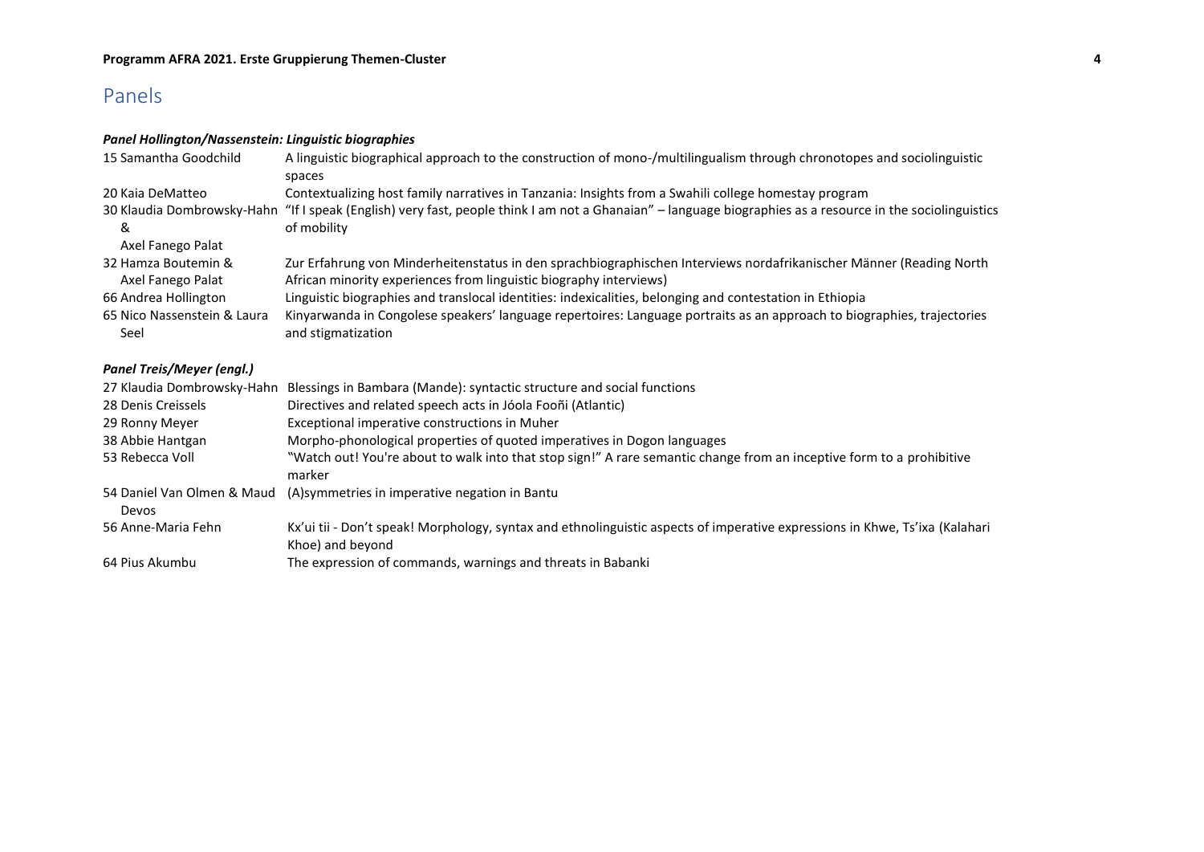# Panels

### *Panel Hollington/Nassenstein: Linguistic biographies*

| | |
|---|---|
| 15 Samantha Goodchild | A linguistic biographical approach to the construction of mono-/multilingualism through chronotopes and sociolinguistic spaces |
| 20 Kaia DeMatteo | Contextualizing host family narratives in Tanzania: Insights from a Swahili college homestay program |
| 30 Klaudia Dombrowsky-Hahn & Axel Fanego Palat | "If I speak (English) very fast, people think I am not a Ghanaian" – language biographies as a resource in the sociolinguistics of mobility |
| 32 Hamza Boutemin & Axel Fanego Palat | Zur Erfahrung von Minderheitenstatus in den sprachbiographischen Interviews nordafrikanischer Männer (Reading North African minority experiences from linguistic biography interviews) |
| 66 Andrea Hollington | Linguistic biographies and translocal identities: indexicalities, belonging and contestation in Ethiopia |
| 65 Nico Nassenstein & Laura Seel | Kinyarwanda in Congolese speakers' language repertoires: Language portraits as an approach to biographies, trajectories and stigmatization |

### *Panel Treis/Meyer (engl.)*

| | |
|---|---|
| 27 Klaudia Dombrowsky-Hahn | Blessings in Bambara (Mande): syntactic structure and social functions |
| 28 Denis Creissels | Directives and related speech acts in Jóola Fooñi (Atlantic) |
| 29 Ronny Meyer | Exceptional imperative constructions in Muher |
| 38 Abbie Hantgan | Morpho-phonological properties of quoted imperatives in Dogon languages |
| 53 Rebecca Voll | "Watch out! You're about to walk into that stop sign!" A rare semantic change from an inceptive form to a prohibitive marker |
| 54 Daniel Van Olmen & Maud Devos | (A)symmetries in imperative negation in Bantu |
| 56 Anne-Maria Fehn | Kx'ui tii - Don't speak! Morphology, syntax and ethnolinguistic aspects of imperative expressions in Khwe, Ts'ixa (Kalahari Khoe) and beyond |
| 64 Pius Akumbu | The expression of commands, warnings and threats in Babanki |